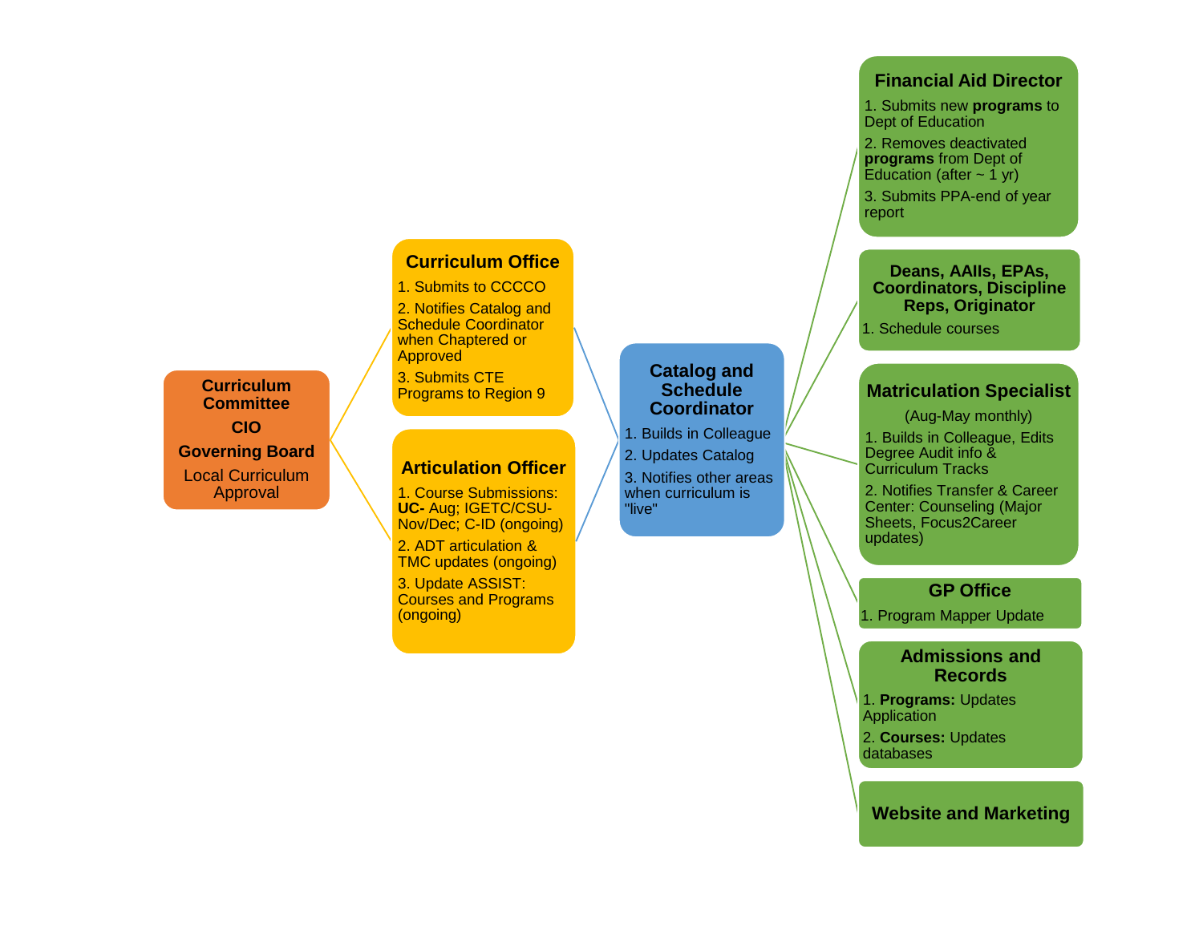**Curriculum Committee**

**CIO**

**Governing Board**

Local Curriculum Approval

### Curriculum Office

1. Submits to CCCCO
2. Notifies Catalog and Schedule Coordinator when Chaptered or Approved
3. Submits CTE Programs to Region 9

### Articulation Officer

1. Course Submissions: **UC-** Aug; IGETC/CSU-Nov/Dec; C-ID (ongoing)
2. ADT articulation & TMC updates (ongoing)
3. Update ASSIST: Courses and Programs (ongoing)

### Catalog and Schedule Coordinator

1. Builds in Colleague
2. Updates Catalog
3. Notifies other areas when curriculum is "live"

### Financial Aid Director

1. Submits new **programs** to Dept of Education
2. Removes deactivated **programs** from Dept of Education (after ~ 1 yr)
3. Submits PPA-end of year report

### Deans, AAIIs, EPAs, Coordinators, Discipline Reps, Originator

1. Schedule courses

### Matriculation Specialist

(Aug-May monthly)

1. Builds in Colleague, Edits Degree Audit info & Curriculum Tracks
2. Notifies Transfer & Career Center: Counseling (Major Sheets, Focus2Career updates)

### GP Office

1. Program Mapper Update

### Admissions and Records

1. **Programs:** Updates Application
2. **Courses:** Updates databases

### Website and Marketing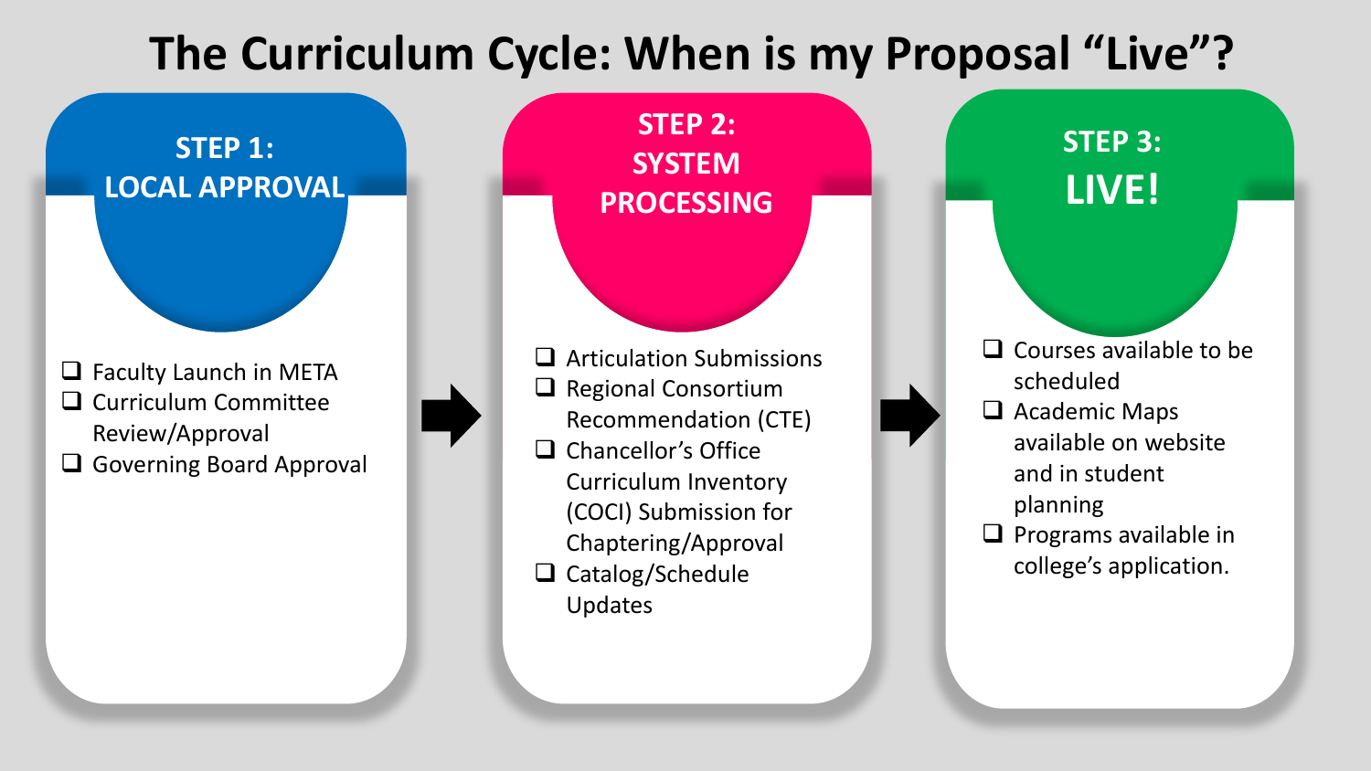# The Curriculum Cycle: When is my Proposal "Live"?

## STEP 1: LOCAL APPROVAL

- ❑ Faculty Launch in META
- ❑ Curriculum Committee Review/Approval
- ❑ Governing Board Approval

## STEP 2: SYSTEM PROCESSING

- ❑ Articulation Submissions
- ❑ Regional Consortium Recommendation (CTE)
- ❑ Chancellor's Office Curriculum Inventory (COCI) Submission for Chaptering/Approval
- ❑ Catalog/Schedule Updates

## STEP 3: LIVE!

- ❑ Courses available to be scheduled
- ❑ Academic Maps available on website and in student planning
- ❑ Programs available in college's application.